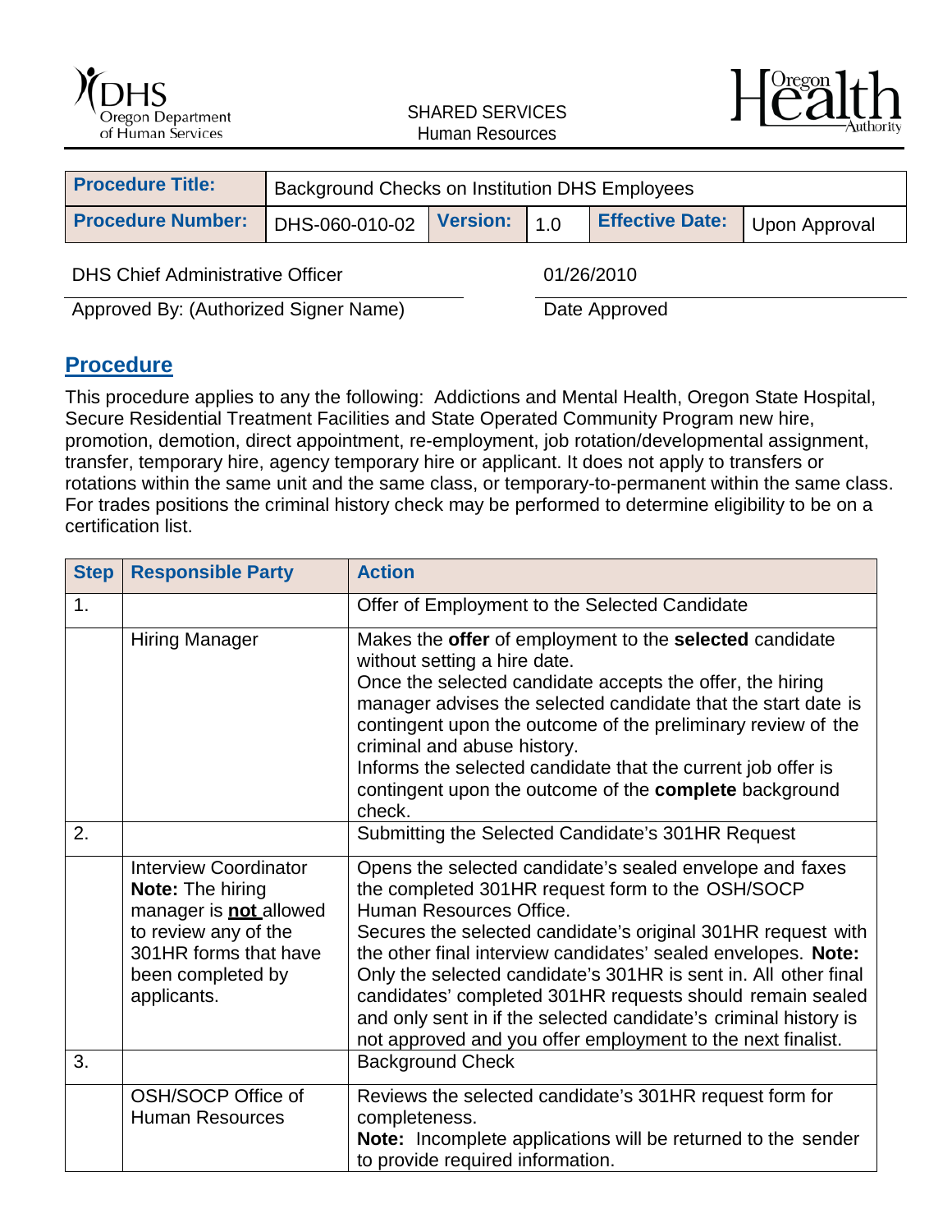SHARED SERVICES
Human Resources

| Procedure Title: | Background Checks on Institution DHS Employees | | | | |
|---|---|---|---|---|---|
| **Procedure Number:** | DHS-060-010-02 | **Version:** | 1.0 | **Effective Date:** | Upon Approval |

| DHS Chief Administrative Officer | 01/26/2010 |
|---|---|
| Approved By: (Authorized Signer Name) | Date Approved |

## Procedure

This procedure applies to any the following: Addictions and Mental Health, Oregon State Hospital, Secure Residential Treatment Facilities and State Operated Community Program new hire, promotion, demotion, direct appointment, re-employment, job rotation/developmental assignment, transfer, temporary hire, agency temporary hire or applicant. It does not apply to transfers or rotations within the same unit and the same class, or temporary-to-permanent within the same class. For trades positions the criminal history check may be performed to determine eligibility to be on a certification list.

| Step | Responsible Party | Action |
|---|---|---|
| 1. | | Offer of Employment to the Selected Candidate |
| | Hiring Manager | Makes the **offer** of employment to the **selected** candidate without setting a hire date.<br>Once the selected candidate accepts the offer, the hiring manager advises the selected candidate that the start date is contingent upon the outcome of the preliminary review of the criminal and abuse history.<br>Informs the selected candidate that the current job offer is contingent upon the outcome of the **complete** background check. |
| 2. | | Submitting the Selected Candidate's 301HR Request |
| | Interview Coordinator<br>**Note:** The hiring manager is **not** allowed to review any of the 301HR forms that have been completed by applicants. | Opens the selected candidate's sealed envelope and faxes the completed 301HR request form to the OSH/SOCP Human Resources Office.<br>Secures the selected candidate's original 301HR request with the other final interview candidates' sealed envelopes. **Note:** Only the selected candidate's 301HR is sent in. All other final candidates' completed 301HR requests should remain sealed and only sent in if the selected candidate's criminal history is not approved and you offer employment to the next finalist. |
| 3. | | Background Check |
| | OSH/SOCP Office of Human Resources | Reviews the selected candidate's 301HR request form for completeness.<br>**Note:** Incomplete applications will be returned to the sender to provide required information. |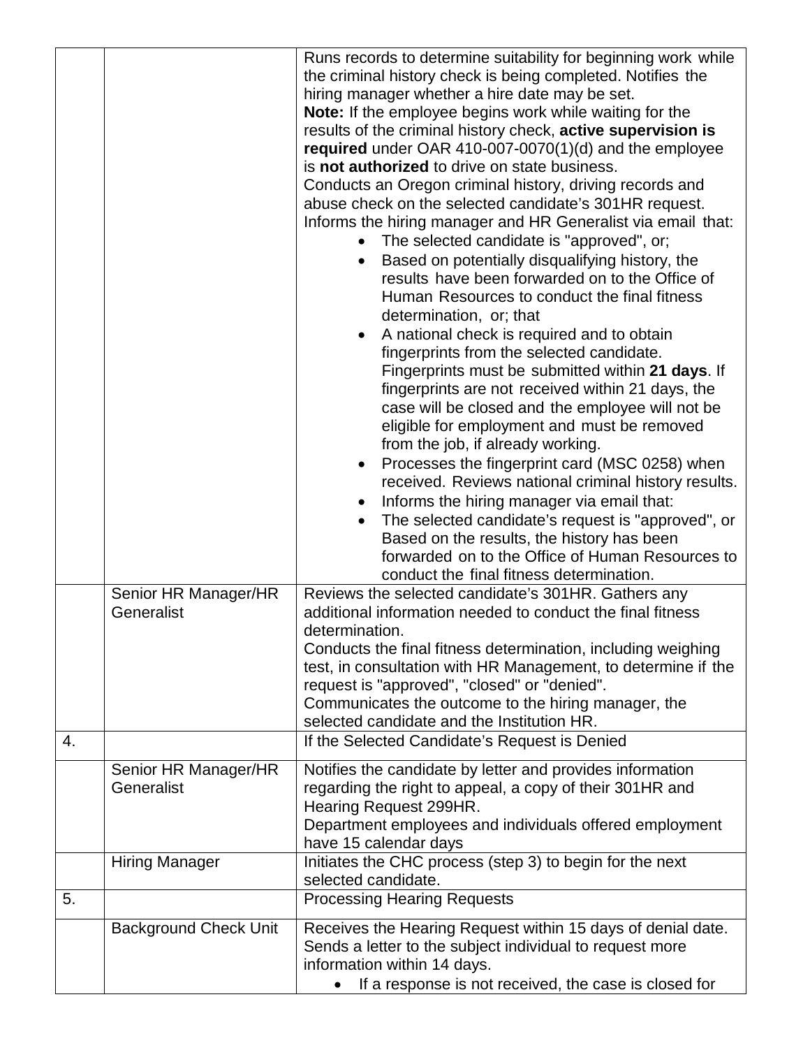| | | |
|---|---|---|
| | | Runs records to determine suitability for beginning work while the criminal history check is being completed. Notifies the hiring manager whether a hire date may be set.<br>**Note:** If the employee begins work while waiting for the results of the criminal history check, **active supervision is required** under OAR 410-007-0070(1)(d) and the employee is **not authorized** to drive on state business.<br>Conducts an Oregon criminal history, driving records and abuse check on the selected candidate's 301HR request.<br>Informs the hiring manager and HR Generalist via email that:<br>• The selected candidate is "approved", or;<br>• Based on potentially disqualifying history, the results have been forwarded on to the Office of Human Resources to conduct the final fitness determination, or; that<br>• A national check is required and to obtain fingerprints from the selected candidate. Fingerprints must be submitted within **21 days**. If fingerprints are not received within 21 days, the case will be closed and the employee will not be eligible for employment and must be removed from the job, if already working.<br>• Processes the fingerprint card (MSC 0258) when received. Reviews national criminal history results.<br>• Informs the hiring manager via email that:<br>• The selected candidate's request is "approved", or Based on the results, the history has been forwarded on to the Office of Human Resources to conduct the final fitness determination. |
| | Senior HR Manager/HR Generalist | Reviews the selected candidate's 301HR. Gathers any additional information needed to conduct the final fitness determination.<br>Conducts the final fitness determination, including weighing test, in consultation with HR Management, to determine if the request is "approved", "closed" or "denied".<br>Communicates the outcome to the hiring manager, the selected candidate and the Institution HR. |
| 4. | | If the Selected Candidate's Request is Denied |
| | Senior HR Manager/HR Generalist | Notifies the candidate by letter and provides information regarding the right to appeal, a copy of their 301HR and Hearing Request 299HR.<br>Department employees and individuals offered employment have 15 calendar days |
| | Hiring Manager | Initiates the CHC process (step 3) to begin for the next selected candidate. |
| 5. | | Processing Hearing Requests |
| | Background Check Unit | Receives the Hearing Request within 15 days of denial date. Sends a letter to the subject individual to request more information within 14 days.<br>• If a response is not received, the case is closed for |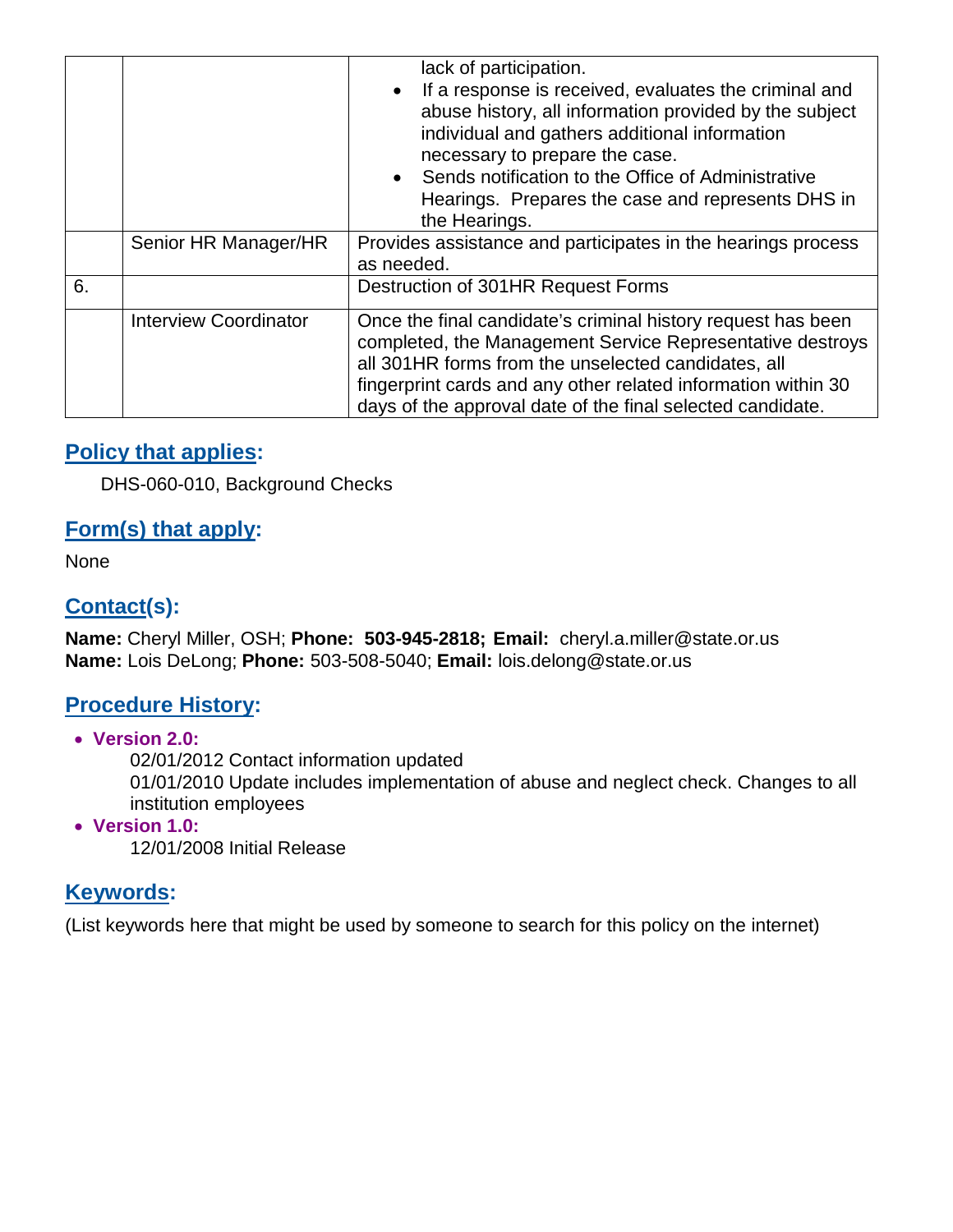| | | |
|---|---|---|
| | | lack of participation.<br>• If a response is received, evaluates the criminal and abuse history, all information provided by the subject individual and gathers additional information necessary to prepare the case.<br>• Sends notification to the Office of Administrative Hearings. Prepares the case and represents DHS in the Hearings. |
| | Senior HR Manager/HR | Provides assistance and participates in the hearings process as needed. |
| 6. | | Destruction of 301HR Request Forms |
| | Interview Coordinator | Once the final candidate's criminal history request has been completed, the Management Service Representative destroys all 301HR forms from the unselected candidates, all fingerprint cards and any other related information within 30 days of the approval date of the final selected candidate. |

## Policy that applies:

DHS-060-010, Background Checks

## Form(s) that apply:

None

## Contact(s):

**Name:** Cheryl Miller, OSH; **Phone: 503-945-2818; Email:** cheryl.a.miller@state.or.us
**Name:** Lois DeLong; **Phone:** 503-508-5040; **Email:** lois.delong@state.or.us

## Procedure History:

- **Version 2.0:**
  02/01/2012 Contact information updated
  01/01/2010 Update includes implementation of abuse and neglect check. Changes to all institution employees
- **Version 1.0:**
  12/01/2008 Initial Release

## Keywords:

(List keywords here that might be used by someone to search for this policy on the internet)